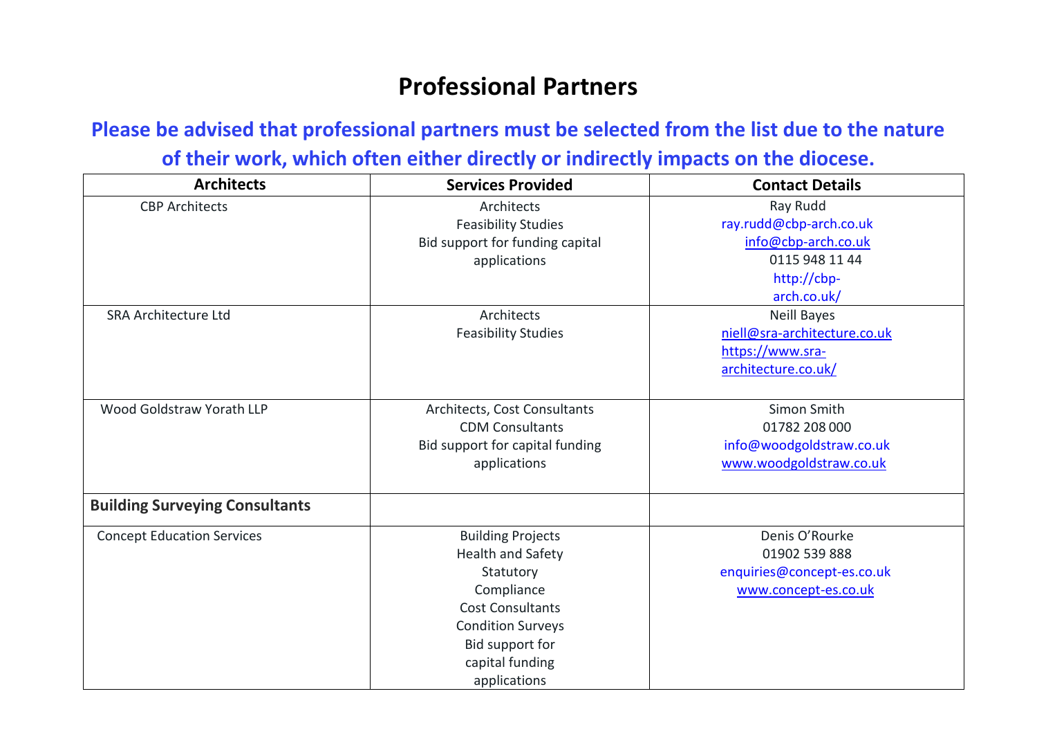# Professional Partners

## Please be advised that professional partners must be selected from the list due to the nature of their work, which often either directly or indirectly impacts on the diocese.

| Architects | Services Provided | Contact Details |
|---|---|---|
| CBP Architects | Architects<br>Feasibility Studies<br>Bid support for funding capital applications | Ray Rudd<br>ray.rudd@cbp-arch.co.uk<br>info@cbp-arch.co.uk<br>0115 948 11 44<br>http://cbp-arch.co.uk/ |
| SRA Architecture Ltd | Architects<br>Feasibility Studies | Neill Bayes<br>niell@sra-architecture.co.uk<br>https://www.sra-architecture.co.uk/ |
| Wood Goldstraw Yorath LLP | Architects, Cost Consultants<br>CDM Consultants<br>Bid support for capital funding applications | Simon Smith<br>01782 208 000<br>info@woodgoldstraw.co.uk<br>www.woodgoldstraw.co.uk |
| **Building Surveying Consultants** | | |
| Concept Education Services | Building Projects<br>Health and Safety<br>Statutory Compliance<br>Cost Consultants<br>Condition Surveys<br>Bid support for capital funding applications | Denis O'Rourke<br>01902 539 888<br>enquiries@concept-es.co.uk<br>www.concept-es.co.uk |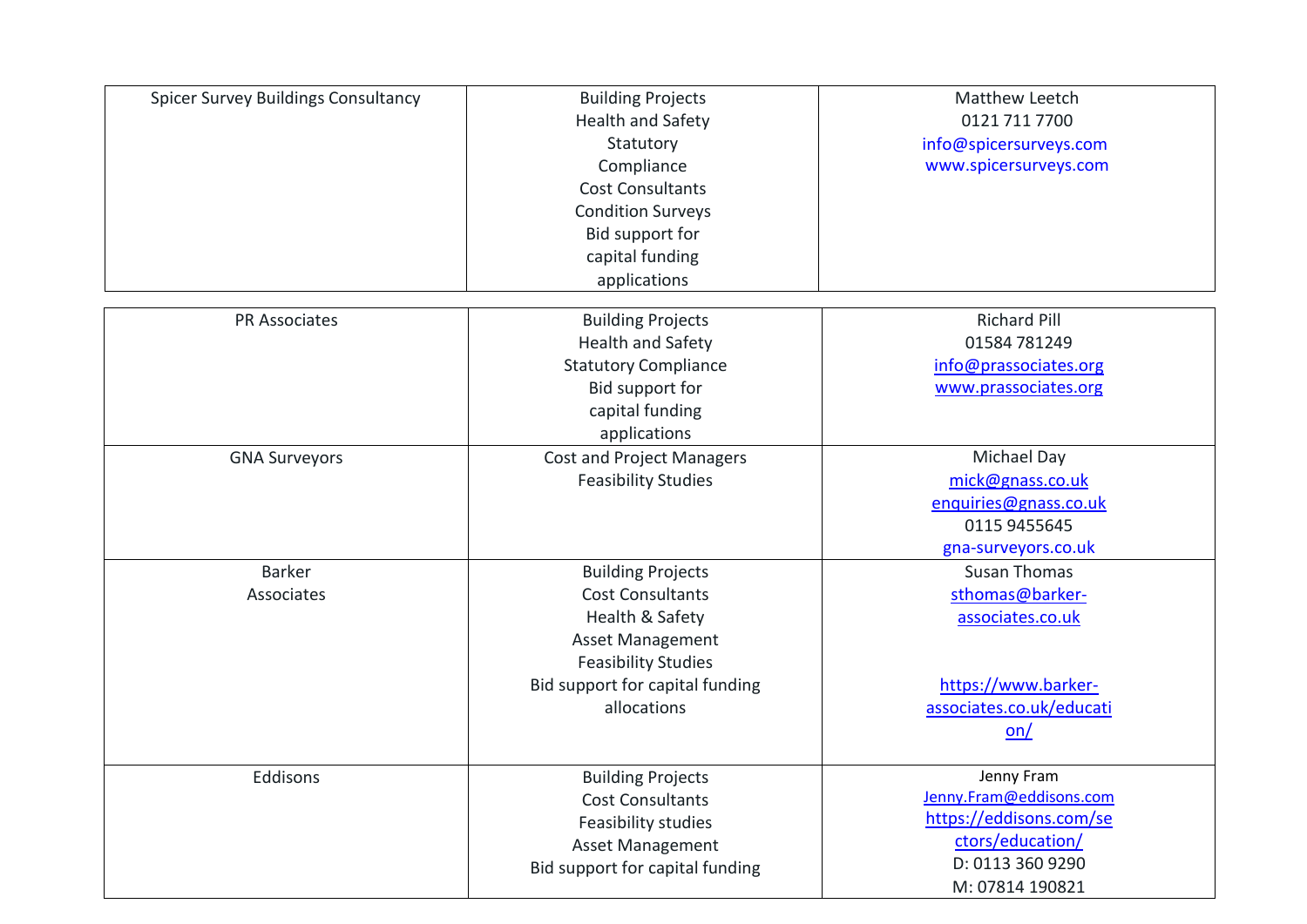| | | |
|---|---|---|
| Spicer Survey Buildings Consultancy | Building Projects<br>Health and Safety<br>Statutory<br>Compliance<br>Cost Consultants<br>Condition Surveys<br>Bid support for<br>capital funding<br>applications | Matthew Leetch<br>0121 711 7700<br>info@spicersurveys.com<br>www.spicersurveys.com |

| | | |
|---|---|---|
| PR Associates | Building Projects<br>Health and Safety<br>Statutory Compliance<br>Bid support for<br>capital funding<br>applications | Richard Pill<br>01584 781249<br>info@prassociates.org<br>www.prassociates.org |
| GNA Surveyors | Cost and Project Managers<br>Feasibility Studies | Michael Day<br>mick@gnass.co.uk<br>enquiries@gnass.co.uk<br>0115 9455645<br>gna-surveyors.co.uk |
| Barker Associates | Building Projects<br>Cost Consultants<br>Health & Safety<br>Asset Management<br>Feasibility Studies<br>Bid support for capital funding allocations | Susan Thomas<br>sthomas@barker-associates.co.uk<br><br>https://www.barker-associates.co.uk/education/ |
| Eddisons | Building Projects<br>Cost Consultants<br>Feasibility studies<br>Asset Management<br>Bid support for capital funding | Jenny Fram<br>Jenny.Fram@eddisons.com<br>https://eddisons.com/sectors/education/<br>D: 0113 360 9290<br>M: 07814 190821 |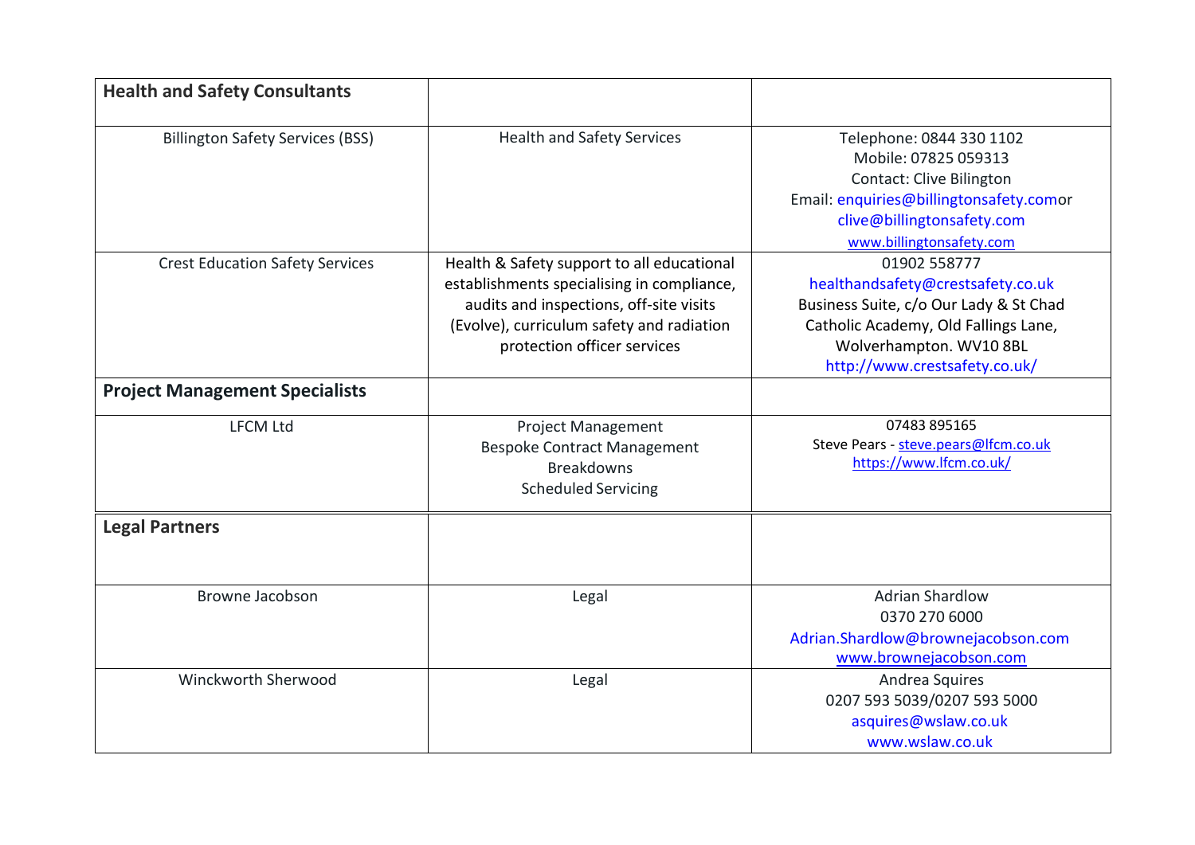| **Health and Safety Consultants** | | |
|---|---|---|
| Billington Safety Services (BSS) | Health and Safety Services | Telephone: 0844 330 1102<br>Mobile: 07825 059313<br>Contact: Clive Bilington<br>Email: enquiries@billingtonsafety.comor clive@billingtonsafety.com<br>www.billingtonsafety.com |
| Crest Education Safety Services | Health & Safety support to all educational establishments specialising in compliance, audits and inspections, off-site visits (Evolve), curriculum safety and radiation protection officer services | 01902 558777<br>healthandsafety@crestsafety.co.uk<br>Business Suite, c/o Our Lady & St Chad Catholic Academy, Old Fallings Lane, Wolverhampton. WV10 8BL<br>http://www.crestsafety.co.uk/ |
| **Project Management Specialists** | | |
| LFCM Ltd | Project Management<br>Bespoke Contract Management<br>Breakdowns<br>Scheduled Servicing | 07483 895165<br>Steve Pears - steve.pears@lfcm.co.uk<br>https://www.lfcm.co.uk/ |

| **Legal Partners** | | |
|---|---|---|
| Browne Jacobson | Legal | Adrian Shardlow<br>0370 270 6000<br>Adrian.Shardlow@brownejacobson.com<br>www.brownejacobson.com |
| Winckworth Sherwood | Legal | Andrea Squires<br>0207 593 5039/0207 593 5000<br>asquires@wslaw.co.uk<br>www.wslaw.co.uk |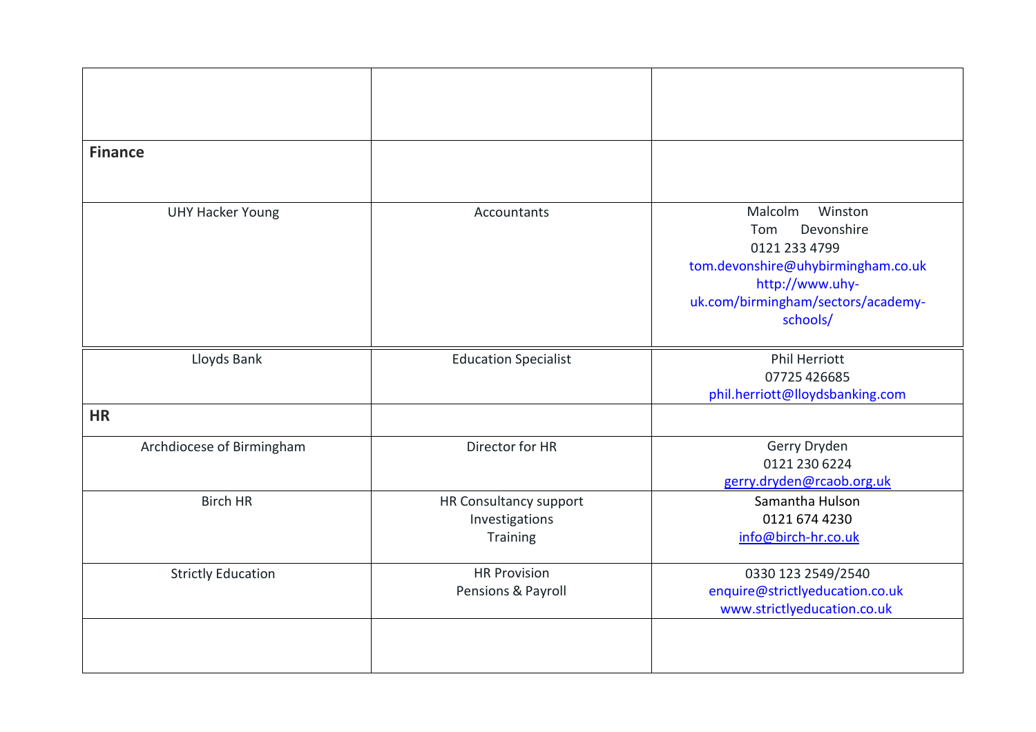| | | |
|---|---|---|
| **Finance** | | |
| UHY Hacker Young | Accountants | Malcolm Winston<br>Tom Devonshire<br>0121 233 4799<br>tom.devonshire@uhybirmingham.co.uk<br>http://www.uhy-uk.com/birmingham/sectors/academy-schools/ |
| Lloyds Bank | Education Specialist | Phil Herriott<br>07725 426685<br>phil.herriott@lloydsbanking.com |
| **HR** | | |
| Archdiocese of Birmingham | Director for HR | Gerry Dryden<br>0121 230 6224<br>gerry.dryden@rcaob.org.uk |
| Birch HR | HR Consultancy support<br>Investigations<br>Training | Samantha Hulson<br>0121 674 4230<br>info@birch-hr.co.uk |
| Strictly Education | HR Provision<br>Pensions & Payroll | 0330 123 2549/2540<br>enquire@strictlyeducation.co.uk<br>www.strictlyeducation.co.uk |
| | | |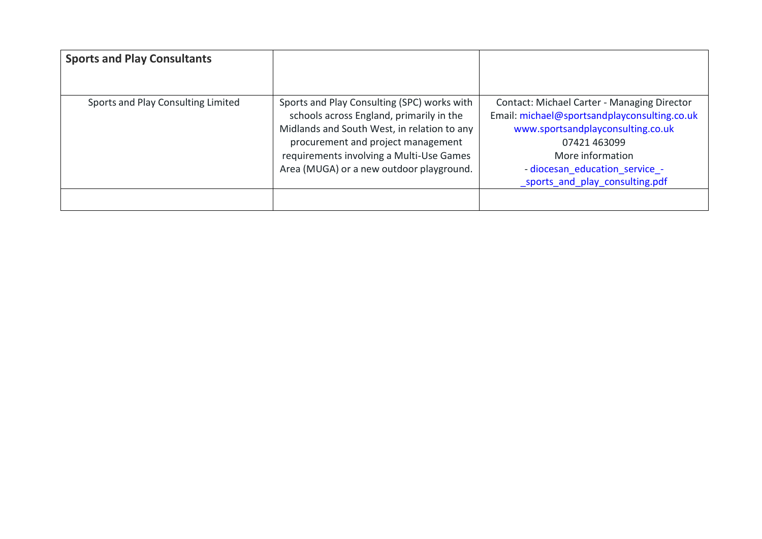| **Sports and Play Consultants** | | |
|---|---|---|
| Sports and Play Consulting Limited | Sports and Play Consulting (SPC) works with schools across England, primarily in the Midlands and South West, in relation to any procurement and project management requirements involving a Multi-Use Games Area (MUGA) or a new outdoor playground. | Contact: Michael Carter - Managing Director<br>Email: michael@sportsandplayconsulting.co.uk<br>www.sportsandplayconsulting.co.uk<br>07421 463099<br>More information<br>- diocesan_education_service_-_sports_and_play_consulting.pdf |
| | | |